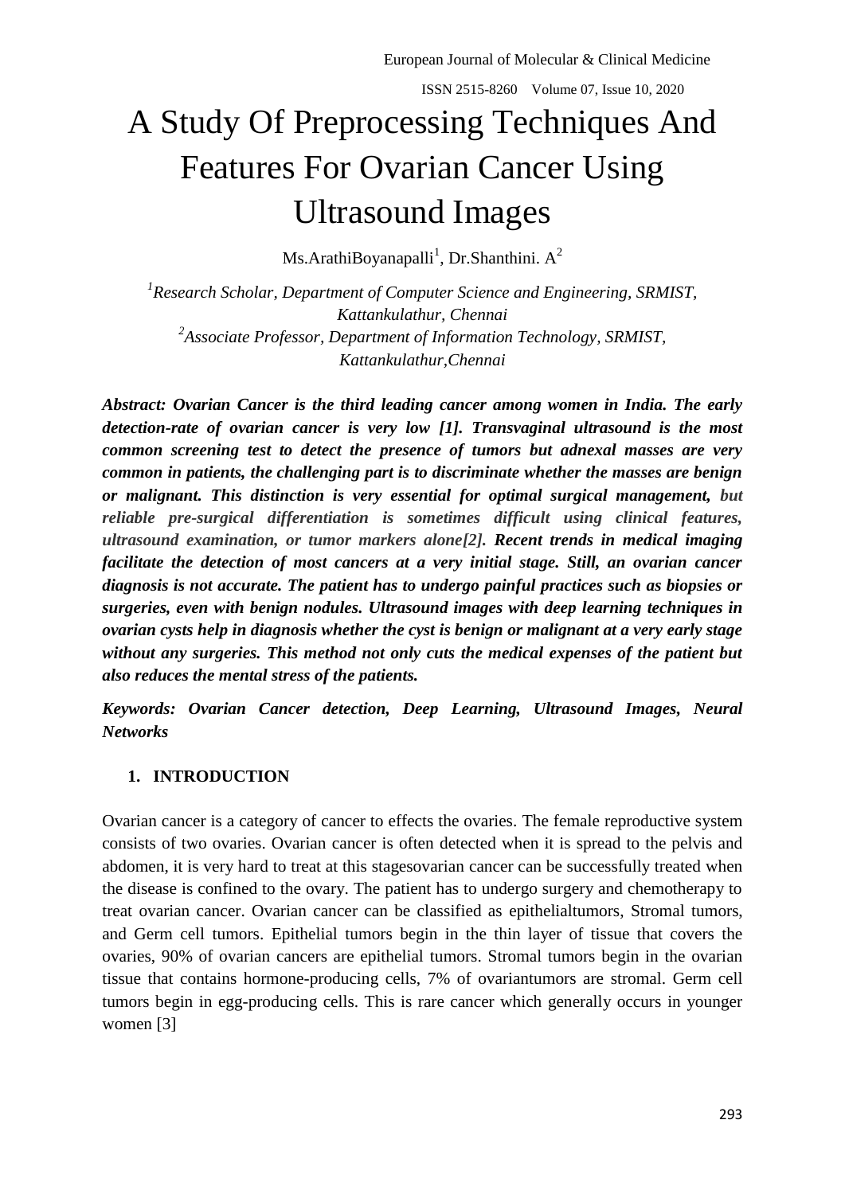# A Study Of Preprocessing Techniques And Features For Ovarian Cancer Using Ultrasound Images

Ms.ArathiBoyanapalli[1], Dr.Shanthini. A[2]

*[1]Research Scholar, Department of Computer Science and Engineering, SRMIST, Kattankulathur, Chennai*
*[2]Associate Professor, Department of Information Technology, SRMIST, Kattankulathur,Chennai*

***Abstract: Ovarian Cancer is the third leading cancer among women in India. The early detection-rate of ovarian cancer is very low [1]. Transvaginal ultrasound is the most common screening test to detect the presence of tumors but adnexal masses are very common in patients, the challenging part is to discriminate whether the masses are benign or malignant. This distinction is very essential for optimal surgical management, but reliable pre-surgical differentiation is sometimes difficult using clinical features, ultrasound examination, or tumor markers alone[2]. Recent trends in medical imaging facilitate the detection of most cancers at a very initial stage. Still, an ovarian cancer diagnosis is not accurate. The patient has to undergo painful practices such as biopsies or surgeries, even with benign nodules. Ultrasound images with deep learning techniques in ovarian cysts help in diagnosis whether the cyst is benign or malignant at a very early stage without any surgeries. This method not only cuts the medical expenses of the patient but also reduces the mental stress of the patients.***

***Keywords: Ovarian Cancer detection, Deep Learning, Ultrasound Images, Neural Networks***

## 1. INTRODUCTION

Ovarian cancer is a category of cancer to effects the ovaries. The female reproductive system consists of two ovaries. Ovarian cancer is often detected when it is spread to the pelvis and abdomen, it is very hard to treat at this stagesovarian cancer can be successfully treated when the disease is confined to the ovary. The patient has to undergo surgery and chemotherapy to treat ovarian cancer. Ovarian cancer can be classified as epithelialtumors, Stromal tumors, and Germ cell tumors. Epithelial tumors begin in the thin layer of tissue that covers the ovaries, 90% of ovarian cancers are epithelial tumors. Stromal tumors begin in the ovarian tissue that contains hormone-producing cells, 7% of ovariantumors are stromal. Germ cell tumors begin in egg-producing cells. This is rare cancer which generally occurs in younger women [3]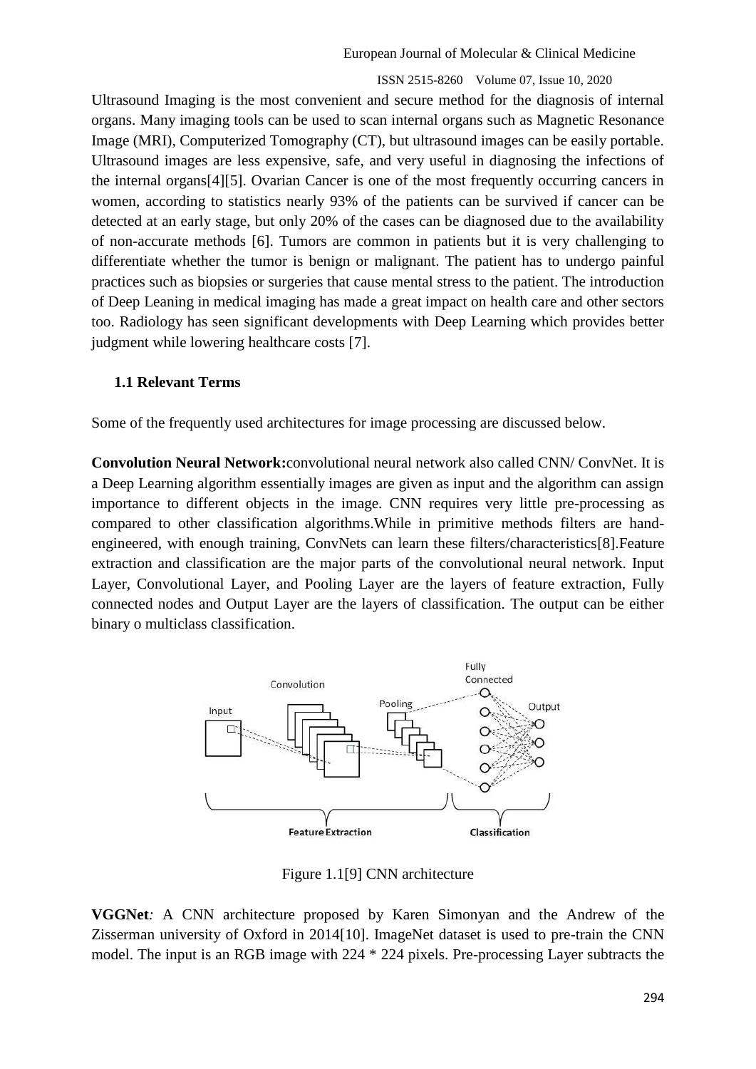Ultrasound Imaging is the most convenient and secure method for the diagnosis of internal organs. Many imaging tools can be used to scan internal organs such as Magnetic Resonance Image (MRI), Computerized Tomography (CT), but ultrasound images can be easily portable. Ultrasound images are less expensive, safe, and very useful in diagnosing the infections of the internal organs[4][5]. Ovarian Cancer is one of the most frequently occurring cancers in women, according to statistics nearly 93% of the patients can be survived if cancer can be detected at an early stage, but only 20% of the cases can be diagnosed due to the availability of non-accurate methods [6]. Tumors are common in patients but it is very challenging to differentiate whether the tumor is benign or malignant. The patient has to undergo painful practices such as biopsies or surgeries that cause mental stress to the patient. The introduction of Deep Leaning in medical imaging has made a great impact on health care and other sectors too. Radiology has seen significant developments with Deep Learning which provides better judgment while lowering healthcare costs [7].

### 1.1 Relevant Terms

Some of the frequently used architectures for image processing are discussed below.

**Convolution Neural Network:**convolutional neural network also called CNN/ ConvNet. It is a Deep Learning algorithm essentially images are given as input and the algorithm can assign importance to different objects in the image. CNN requires very little pre-processing as compared to other classification algorithms.While in primitive methods filters are hand-engineered, with enough training, ConvNets can learn these filters/characteristics[8].Feature extraction and classification are the major parts of the convolutional neural network. Input Layer, Convolutional Layer, and Pooling Layer are the layers of feature extraction, Fully connected nodes and Output Layer are the layers of classification. The output can be either binary o multiclass classification.

Figure 1.1[9] CNN architecture

**VGGNet***:* A CNN architecture proposed by Karen Simonyan and the Andrew of the Zisserman university of Oxford in 2014[10]. ImageNet dataset is used to pre-train the CNN model. The input is an RGB image with 224 * 224 pixels. Pre-processing Layer subtracts the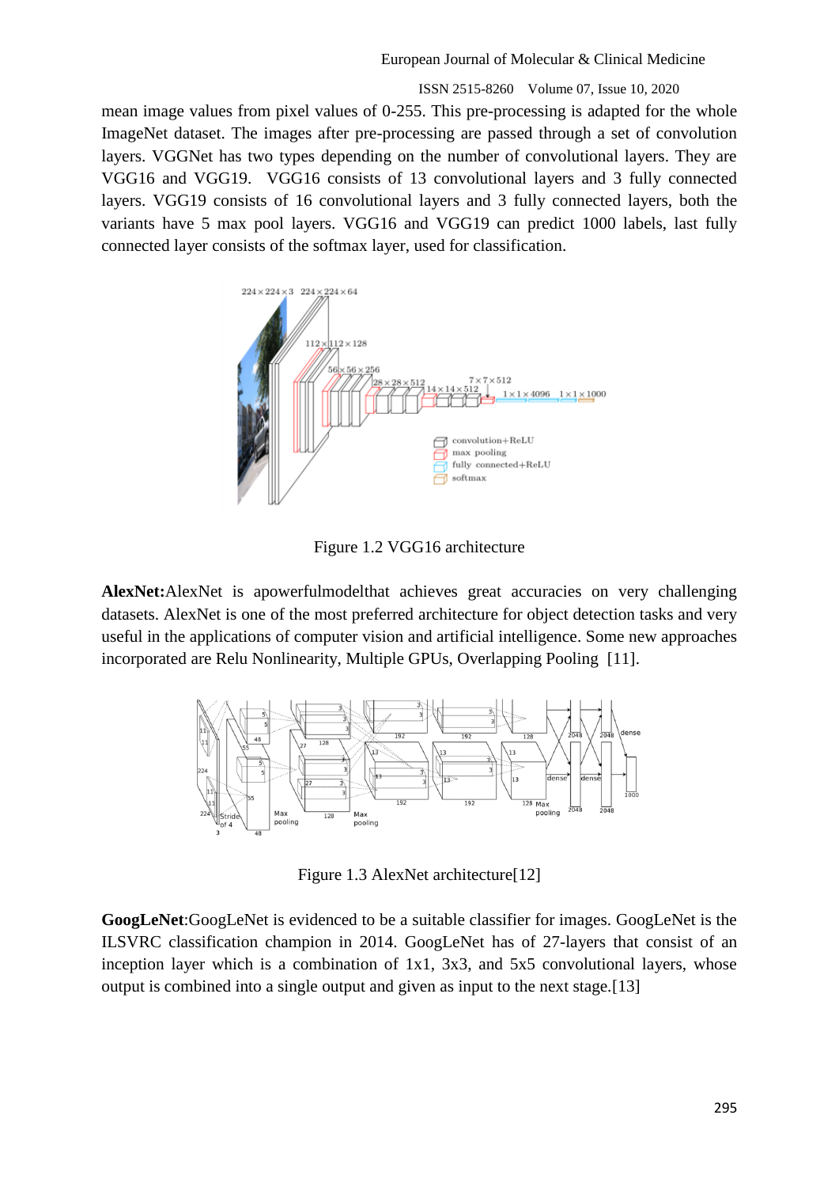mean image values from pixel values of 0-255. This pre-processing is adapted for the whole ImageNet dataset. The images after pre-processing are passed through a set of convolution layers. VGGNet has two types depending on the number of convolutional layers. They are VGG16 and VGG19. VGG16 consists of 13 convolutional layers and 3 fully connected layers. VGG19 consists of 16 convolutional layers and 3 fully connected layers, both the variants have 5 max pool layers. VGG16 and VGG19 can predict 1000 labels, last fully connected layer consists of the softmax layer, used for classification.

Figure 1.2 VGG16 architecture

**AlexNet:**AlexNet is apowerfulmodelthat achieves great accuracies on very challenging datasets. AlexNet is one of the most preferred architecture for object detection tasks and very useful in the applications of computer vision and artificial intelligence. Some new approaches incorporated are Relu Nonlinearity, Multiple GPUs, Overlapping Pooling [11].

Figure 1.3 AlexNet architecture[12]

**GoogLeNet**:GoogLeNet is evidenced to be a suitable classifier for images. GoogLeNet is the ILSVRC classification champion in 2014. GoogLeNet has of 27-layers that consist of an inception layer which is a combination of 1x1, 3x3, and 5x5 convolutional layers, whose output is combined into a single output and given as input to the next stage.[13]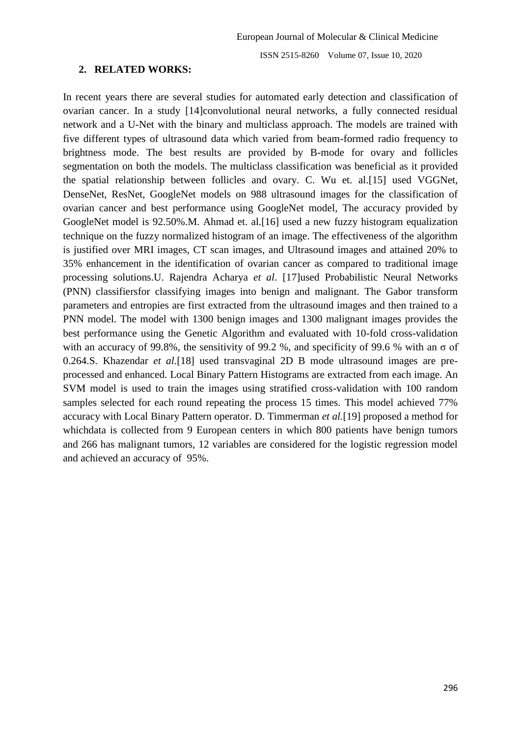## 2. RELATED WORKS:

In recent years there are several studies for automated early detection and classification of ovarian cancer. In a study [14]convolutional neural networks, a fully connected residual network and a U-Net with the binary and multiclass approach. The models are trained with five different types of ultrasound data which varied from beam-formed radio frequency to brightness mode. The best results are provided by B-mode for ovary and follicles segmentation on both the models. The multiclass classification was beneficial as it provided the spatial relationship between follicles and ovary. C. Wu et. al.[15] used VGGNet, DenseNet, ResNet, GoogleNet models on 988 ultrasound images for the classification of ovarian cancer and best performance using GoogleNet model, The accuracy provided by GoogleNet model is 92.50%.M. Ahmad et. al.[16] used a new fuzzy histogram equalization technique on the fuzzy normalized histogram of an image. The effectiveness of the algorithm is justified over MRI images, CT scan images, and Ultrasound images and attained 20% to 35% enhancement in the identification of ovarian cancer as compared to traditional image processing solutions.U. Rajendra Acharya *et al*. [17]used Probabilistic Neural Networks (PNN) classifiersfor classifying images into benign and malignant. The Gabor transform parameters and entropies are first extracted from the ultrasound images and then trained to a PNN model. The model with 1300 benign images and 1300 malignant images provides the best performance using the Genetic Algorithm and evaluated with 10-fold cross-validation with an accuracy of 99.8%, the sensitivity of 99.2 %, and specificity of 99.6 % with an $\sigma$ of 0.264.S. Khazendar *et al.*[18] used transvaginal 2D B mode ultrasound images are pre-processed and enhanced. Local Binary Pattern Histograms are extracted from each image. An SVM model is used to train the images using stratified cross-validation with 100 random samples selected for each round repeating the process 15 times. This model achieved 77% accuracy with Local Binary Pattern operator. D. Timmerman *et al.*[19] proposed a method for whichdata is collected from 9 European centers in which 800 patients have benign tumors and 266 has malignant tumors, 12 variables are considered for the logistic regression model and achieved an accuracy of 95%.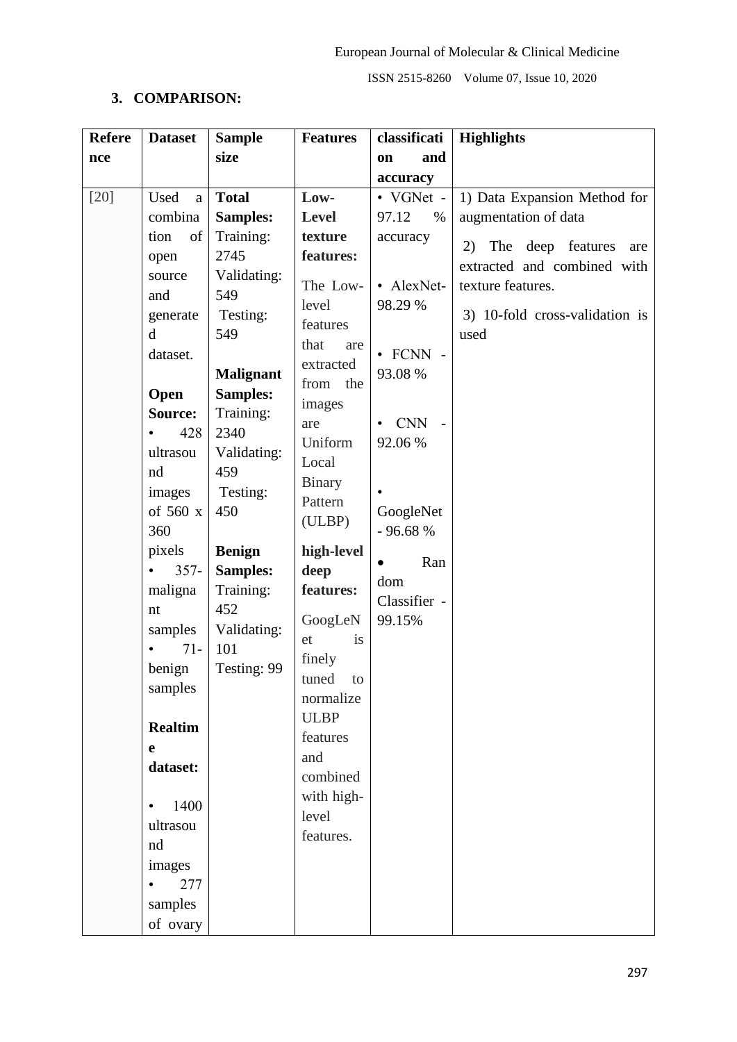## 3. COMPARISON:

| Reference | Dataset | Sample size | Features | classification and accuracy | Highlights |
|---|---|---|---|---|---|
| [20] | Used a combination of open source and generated dataset.<br><br>**Open Source:**<br>• 428 ultrasound images of 560 x 360 pixels<br>• 357- malignant samples<br>• 71- benign samples<br><br>**Realtime dataset:**<br>• 1400 ultrasound images<br>• 277 samples of ovary | **Total Samples:**<br>Training: 2745<br>Validating: 549<br>Testing: 549<br><br>**Malignant Samples:**<br>Training: 2340<br>Validating: 459<br>Testing: 450<br><br>**Benign Samples:**<br>Training: 452<br>Validating: 101<br>Testing: 99 | **Low-Level texture features:**<br>The Low-level features that are extracted from the images are Uniform Local Binary Pattern (ULBP)<br><br>**high-level deep features:**<br>GoogLeNet is finely tuned to normalize ULBP features and combined with high-level features. | • VGNet - 97.12 % accuracy<br>• AlexNet- 98.29 %<br>• FCNN - 93.08 %<br>• CNN - 92.06 %<br>• GoogleNet - 96.68 %<br>• Random Classifier - 99.15% | 1) Data Expansion Method for augmentation of data<br>2) The deep features are extracted and combined with texture features.<br>3) 10-fold cross-validation is used |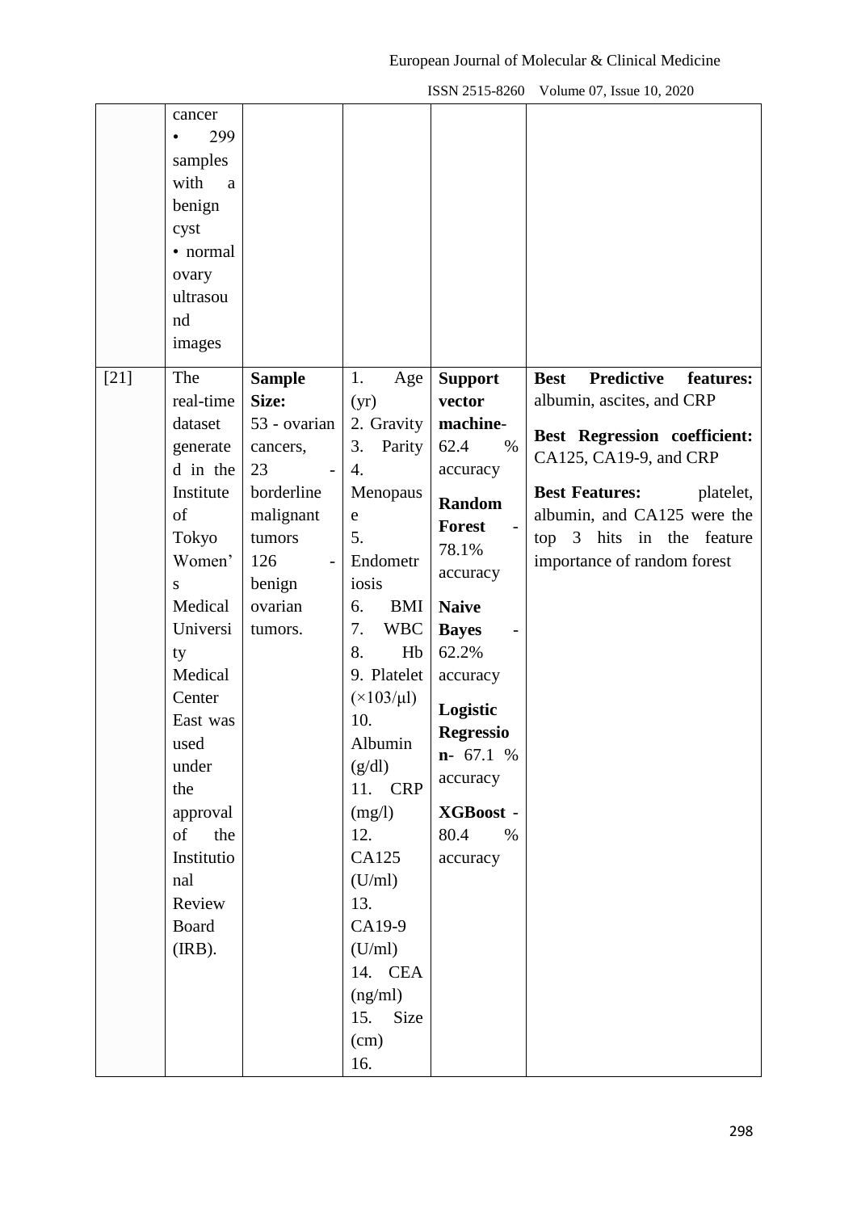| | | | | | |
|---|---|---|---|---|---|
| | cancer<br>• 299 samples with a benign cyst<br>• normal ovary ultrasound images | | | | |
| [21] | The real-time dataset generated in the Institute of Tokyo Women's Medical University Medical Center East was used under the approval of the Institutional Review Board (IRB). | **Sample Size:**<br>53 - ovarian cancers,<br>23 - borderline malignant tumors<br>126 - benign ovarian tumors. | 1. Age (yr)<br>2. Gravity<br>3. Parity<br>4. Menopause<br>5. Endometriosis<br>6. BMI<br>7. WBC<br>8. Hb<br>9. Platelet (×103/μl)<br>10. Albumin (g/dl)<br>11. CRP (mg/l)<br>12. CA125 (U/ml)<br>13. CA19-9 (U/ml)<br>14. CEA (ng/ml)<br>15. Size (cm)<br>16. | **Support vector machine**- 62.4 % accuracy<br>**Random Forest** - 78.1% accuracy<br>**Naive Bayes** - 62.2% accuracy<br>**Logistic Regression**- 67.1 % accuracy<br>**XGBoost** - 80.4 % accuracy | **Best Predictive features:** albumin, ascites, and CRP<br>**Best Regression coefficient:** CA125, CA19-9, and CRP<br>**Best Features:** platelet, albumin, and CA125 were the top 3 hits in the feature importance of random forest |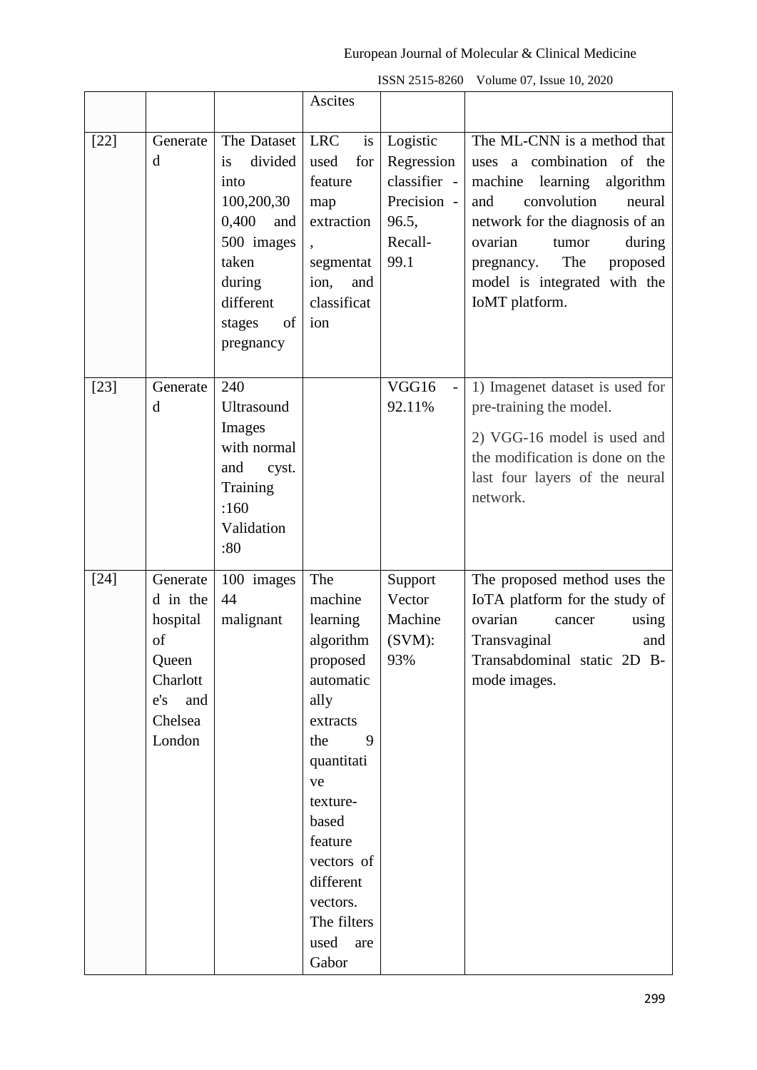| | | | Ascites | | |
|---|---|---|---|---|---|
| [22] | Generated | The Dataset is divided into 100,200,300,400 and 500 images taken during different stages of pregnancy | LRC is used for feature map extraction, segmentation, and classification | Logistic Regression classifier - Precision - 96.5, Recall- 99.1 | The ML-CNN is a method that uses a combination of the machine learning algorithm and convolution neural network for the diagnosis of an ovarian tumor during pregnancy. The proposed model is integrated with the IoMT platform. |
| [23] | Generated | 240 Ultrasound Images with normal and cyst. Training :160 Validation :80 | | VGG16 - 92.11% | 1) Imagenet dataset is used for pre-training the model. 2) VGG-16 model is used and the modification is done on the last four layers of the neural network. |
| [24] | Generated in the hospital of Queen Charlott e's and Chelsea London | 100 images 44 malignant | The machine learning algorithm proposed automatically extracts the 9 quantitative texture-based feature vectors of different vectors. The filters used are Gabor | Support Vector Machine (SVM): 93% | The proposed method uses the IoTA platform for the study of ovarian cancer using Transvaginal and Transabdominal static 2D B-mode images. |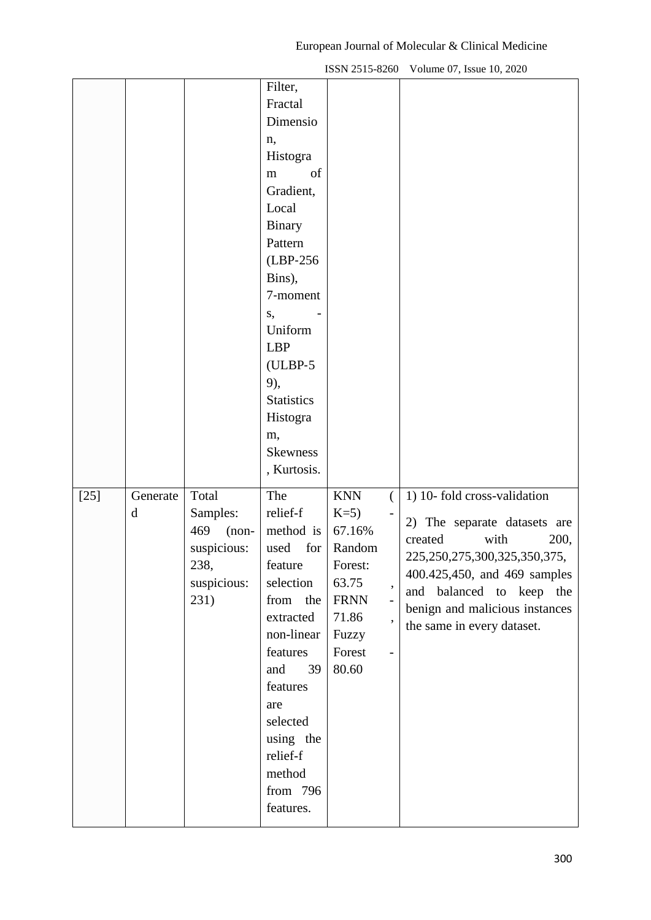| | | | | | |
|---|---|---|---|---|---|
| | | | Filter, Fractal Dimension, Histogram of Gradient, Local Binary Pattern (LBP-256 Bins), 7-moments, - Uniform LBP (ULBP-59), Statistics Histogram, Skewness, Kurtosis. | | |
| [25] | Generated | Total Samples: 469 (non-suspicious: 238, suspicious: 231) | The relief-f method is used for feature selection from the extracted non-linear features and 39 features are selected using the relief-f method from 796 features. | KNN (K=5) - 67.16% Random Forest: 63.75, FRNN - 71.86, Fuzzy Forest - 80.60 | 1) 10- fold cross-validation<br>2) The separate datasets are created with 200, 225,250,275,300,325,350,375, 400.425,450, and 469 samples and balanced to keep the benign and malicious instances the same in every dataset. |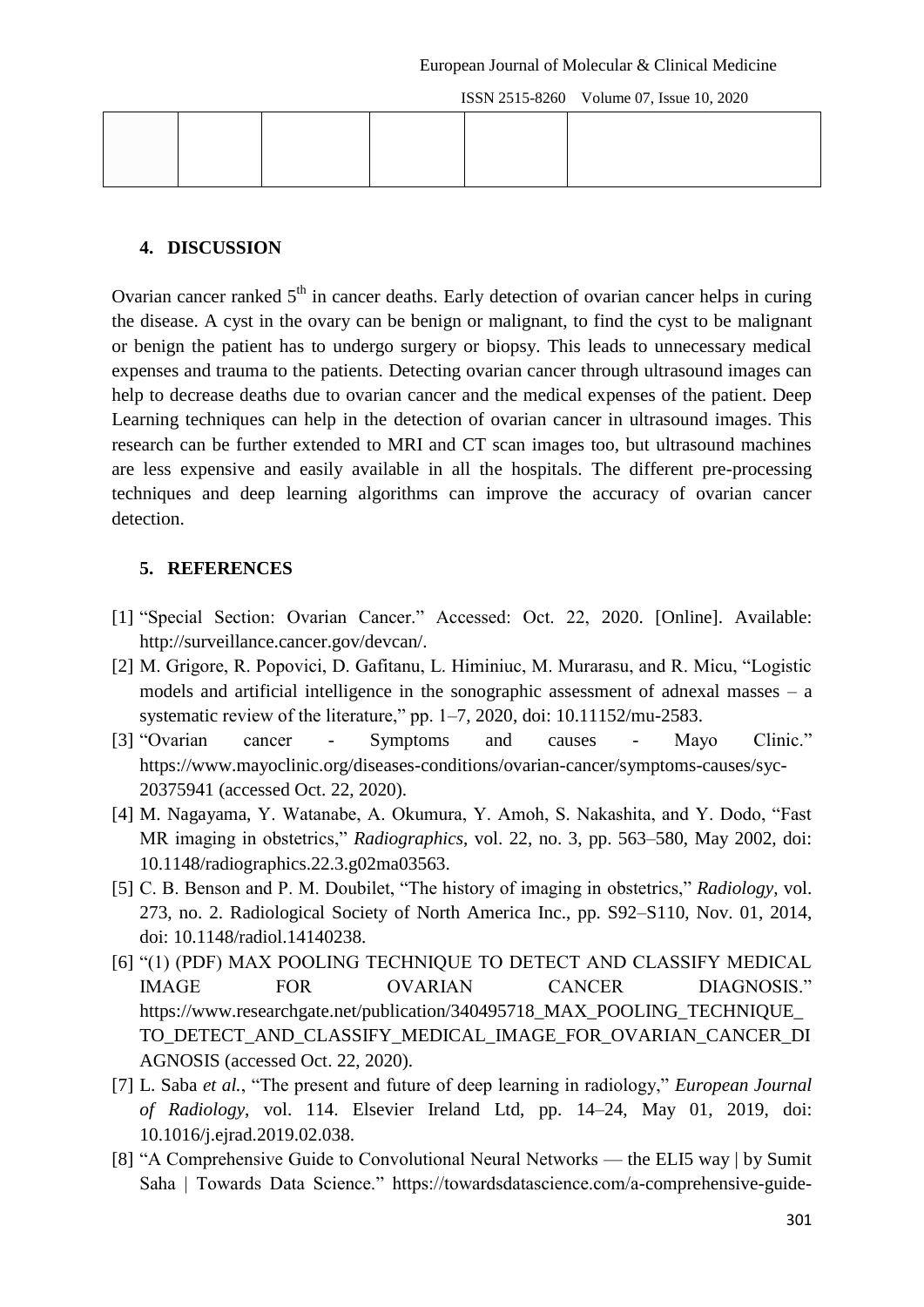|  |  |  |  |  |  |
|---|---|---|---|---|---|
|  |  |  |  |  |  |

## 4. DISCUSSION

Ovarian cancer ranked 5$^{th}$ in cancer deaths. Early detection of ovarian cancer helps in curing the disease. A cyst in the ovary can be benign or malignant, to find the cyst to be malignant or benign the patient has to undergo surgery or biopsy. This leads to unnecessary medical expenses and trauma to the patients. Detecting ovarian cancer through ultrasound images can help to decrease deaths due to ovarian cancer and the medical expenses of the patient. Deep Learning techniques can help in the detection of ovarian cancer in ultrasound images. This research can be further extended to MRI and CT scan images too, but ultrasound machines are less expensive and easily available in all the hospitals. The different pre-processing techniques and deep learning algorithms can improve the accuracy of ovarian cancer detection.

## 5. REFERENCES

[1] "Special Section: Ovarian Cancer." Accessed: Oct. 22, 2020. [Online]. Available: http://surveillance.cancer.gov/devcan/.

[2] M. Grigore, R. Popovici, D. Gafitanu, L. Himiniuc, M. Murarasu, and R. Micu, "Logistic models and artificial intelligence in the sonographic assessment of adnexal masses – a systematic review of the literature," pp. 1–7, 2020, doi: 10.11152/mu-2583.

[3] "Ovarian cancer - Symptoms and causes - Mayo Clinic." https://www.mayoclinic.org/diseases-conditions/ovarian-cancer/symptoms-causes/syc-20375941 (accessed Oct. 22, 2020).

[4] M. Nagayama, Y. Watanabe, A. Okumura, Y. Amoh, S. Nakashita, and Y. Dodo, "Fast MR imaging in obstetrics," *Radiographics*, vol. 22, no. 3, pp. 563–580, May 2002, doi: 10.1148/radiographics.22.3.g02ma03563.

[5] C. B. Benson and P. M. Doubilet, "The history of imaging in obstetrics," *Radiology*, vol. 273, no. 2. Radiological Society of North America Inc., pp. S92–S110, Nov. 01, 2014, doi: 10.1148/radiol.14140238.

[6] "(1) (PDF) MAX POOLING TECHNIQUE TO DETECT AND CLASSIFY MEDICAL IMAGE FOR OVARIAN CANCER DIAGNOSIS." https://www.researchgate.net/publication/340495718_MAX_POOLING_TECHNIQUE_TO_DETECT_AND_CLASSIFY_MEDICAL_IMAGE_FOR_OVARIAN_CANCER_DIAGNOSIS (accessed Oct. 22, 2020).

[7] L. Saba *et al.*, "The present and future of deep learning in radiology," *European Journal of Radiology*, vol. 114. Elsevier Ireland Ltd, pp. 14–24, May 01, 2019, doi: 10.1016/j.ejrad.2019.02.038.

[8] "A Comprehensive Guide to Convolutional Neural Networks — the ELI5 way | by Sumit Saha | Towards Data Science." https://towardsdatascience.com/a-comprehensive-guide-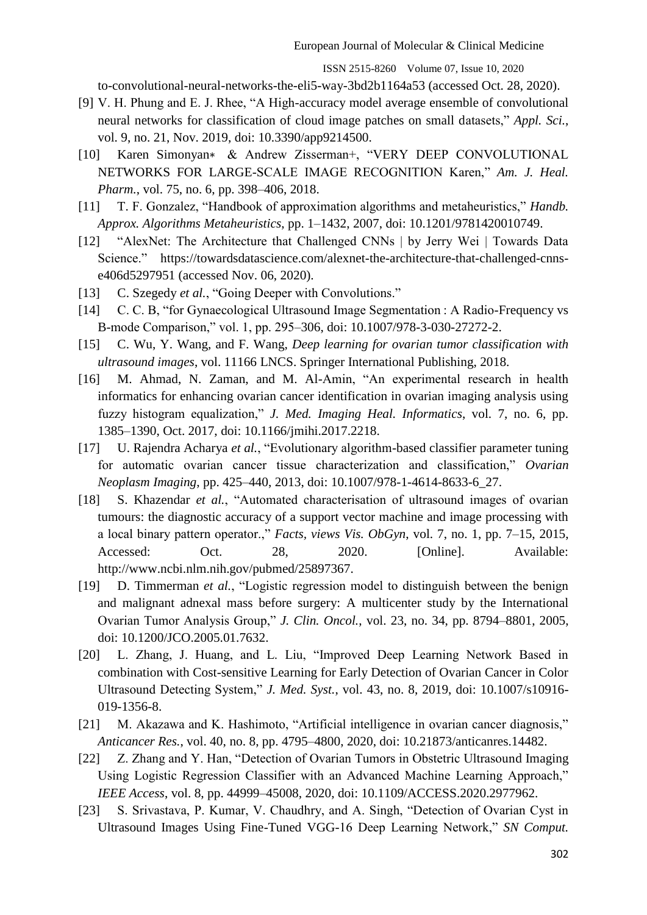to-convolutional-neural-networks-the-eli5-way-3bd2b1164a53 (accessed Oct. 28, 2020).

[9] V. H. Phung and E. J. Rhee, "A High-accuracy model average ensemble of convolutional neural networks for classification of cloud image patches on small datasets," *Appl. Sci.*, vol. 9, no. 21, Nov. 2019, doi: 10.3390/app9214500.

[10] Karen Simonyan∗ & Andrew Zisserman+, "VERY DEEP CONVOLUTIONAL NETWORKS FOR LARGE-SCALE IMAGE RECOGNITION Karen," *Am. J. Heal. Pharm.*, vol. 75, no. 6, pp. 398–406, 2018.

[11] T. F. Gonzalez, "Handbook of approximation algorithms and metaheuristics," *Handb. Approx. Algorithms Metaheuristics*, pp. 1–1432, 2007, doi: 10.1201/9781420010749.

[12] "AlexNet: The Architecture that Challenged CNNs | by Jerry Wei | Towards Data Science." https://towardsdatascience.com/alexnet-the-architecture-that-challenged-cnns-e406d5297951 (accessed Nov. 06, 2020).

[13] C. Szegedy *et al.*, "Going Deeper with Convolutions."

[14] C. C. B, "for Gynaecological Ultrasound Image Segmentation : A Radio-Frequency vs B-mode Comparison," vol. 1, pp. 295–306, doi: 10.1007/978-3-030-27272-2.

[15] C. Wu, Y. Wang, and F. Wang, *Deep learning for ovarian tumor classification with ultrasound images*, vol. 11166 LNCS. Springer International Publishing, 2018.

[16] M. Ahmad, N. Zaman, and M. Al-Amin, "An experimental research in health informatics for enhancing ovarian cancer identification in ovarian imaging analysis using fuzzy histogram equalization," *J. Med. Imaging Heal. Informatics*, vol. 7, no. 6, pp. 1385–1390, Oct. 2017, doi: 10.1166/jmihi.2017.2218.

[17] U. Rajendra Acharya *et al.*, "Evolutionary algorithm-based classifier parameter tuning for automatic ovarian cancer tissue characterization and classification," *Ovarian Neoplasm Imaging*, pp. 425–440, 2013, doi: 10.1007/978-1-4614-8633-6_27.

[18] S. Khazendar *et al.*, "Automated characterisation of ultrasound images of ovarian tumours: the diagnostic accuracy of a support vector machine and image processing with a local binary pattern operator.," *Facts, views Vis. ObGyn*, vol. 7, no. 1, pp. 7–15, 2015, Accessed: Oct. 28, 2020. [Online]. Available: http://www.ncbi.nlm.nih.gov/pubmed/25897367.

[19] D. Timmerman *et al.*, "Logistic regression model to distinguish between the benign and malignant adnexal mass before surgery: A multicenter study by the International Ovarian Tumor Analysis Group," *J. Clin. Oncol.*, vol. 23, no. 34, pp. 8794–8801, 2005, doi: 10.1200/JCO.2005.01.7632.

[20] L. Zhang, J. Huang, and L. Liu, "Improved Deep Learning Network Based in combination with Cost-sensitive Learning for Early Detection of Ovarian Cancer in Color Ultrasound Detecting System," *J. Med. Syst.*, vol. 43, no. 8, 2019, doi: 10.1007/s10916-019-1356-8.

[21] M. Akazawa and K. Hashimoto, "Artificial intelligence in ovarian cancer diagnosis," *Anticancer Res.*, vol. 40, no. 8, pp. 4795–4800, 2020, doi: 10.21873/anticanres.14482.

[22] Z. Zhang and Y. Han, "Detection of Ovarian Tumors in Obstetric Ultrasound Imaging Using Logistic Regression Classifier with an Advanced Machine Learning Approach," *IEEE Access*, vol. 8, pp. 44999–45008, 2020, doi: 10.1109/ACCESS.2020.2977962.

[23] S. Srivastava, P. Kumar, V. Chaudhry, and A. Singh, "Detection of Ovarian Cyst in Ultrasound Images Using Fine-Tuned VGG-16 Deep Learning Network," *SN Comput.*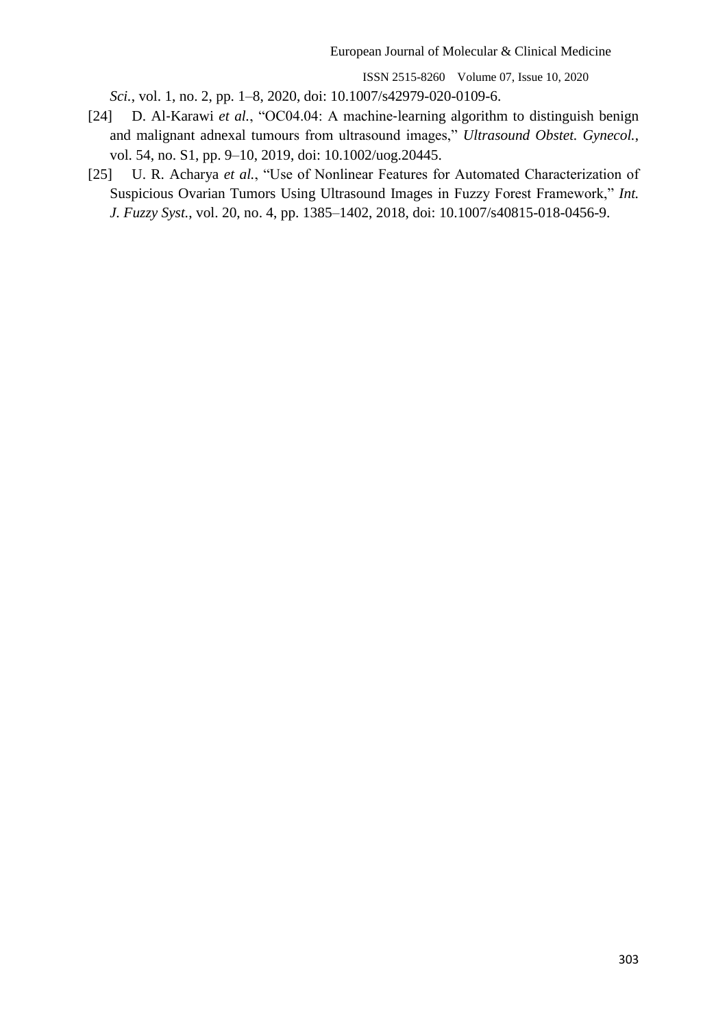*Sci.*, vol. 1, no. 2, pp. 1–8, 2020, doi: 10.1007/s42979-020-0109-6.

[24] D. Al-Karawi *et al.*, "OC04.04: A machine-learning algorithm to distinguish benign and malignant adnexal tumours from ultrasound images," *Ultrasound Obstet. Gynecol.*, vol. 54, no. S1, pp. 9–10, 2019, doi: 10.1002/uog.20445.

[25] U. R. Acharya *et al.*, "Use of Nonlinear Features for Automated Characterization of Suspicious Ovarian Tumors Using Ultrasound Images in Fuzzy Forest Framework," *Int. J. Fuzzy Syst.*, vol. 20, no. 4, pp. 1385–1402, 2018, doi: 10.1007/s40815-018-0456-9.